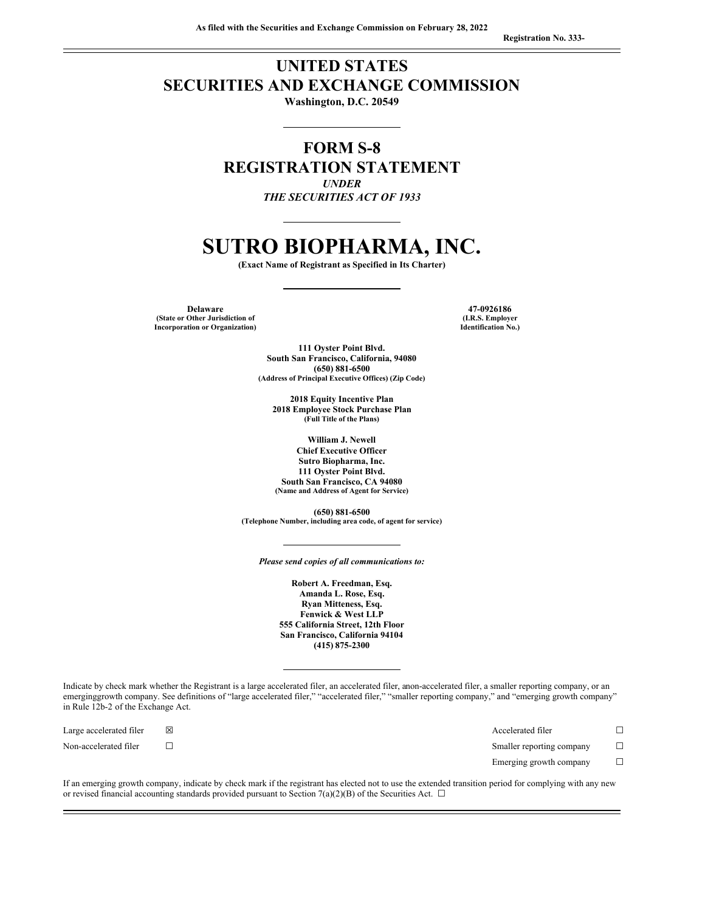As filed with the Securities and Exchange Commission on February 28, 2022

Registration No. 333-

# UNITED STATES
# SECURITIES AND EXCHANGE COMMISSION

**Washington, D.C. 20549**

## FORM S-8
## REGISTRATION STATEMENT

*UNDER*
*THE SECURITIES ACT OF 1933*

# SUTRO BIOPHARMA, INC.

**(Exact Name of Registrant as Specified in Its Charter)**

| **Delaware** | **47-0926186** |
|---|---|
| **(State or Other Jurisdiction of Incorporation or Organization)** | **(I.R.S. Employer Identification No.)** |

**111 Oyster Point Blvd.**
**South San Francisco, California, 94080**
**(650) 881-6500**
**(Address of Principal Executive Offices) (Zip Code)**

**2018 Equity Incentive Plan**
**2018 Employee Stock Purchase Plan**
**(Full Title of the Plans)**

**William J. Newell**
**Chief Executive Officer**
**Sutro Biopharma, Inc.**
**111 Oyster Point Blvd.**
**South San Francisco, CA 94080**
**(Name and Address of Agent for Service)**

**(650) 881-6500**
**(Telephone Number, including area code, of agent for service)**

*Please send copies of all communications to:*

**Robert A. Freedman, Esq.**
**Amanda L. Rose, Esq.**
**Ryan Mitteness, Esq.**
**Fenwick & West LLP**
**555 California Street, 12th Floor**
**San Francisco, California 94104**
**(415) 875-2300**

Indicate by check mark whether the Registrant is a large accelerated filer, an accelerated filer, anon-accelerated filer, a smaller reporting company, or an emerginggrowth company. See definitions of "large accelerated filer," "accelerated filer," "smaller reporting company," and "emerging growth company" in Rule 12b-2 of the Exchange Act.

| | | | |
|---|---|---|---|
| Large accelerated filer | ☒ | Accelerated filer | ☐ |
| Non-accelerated filer | ☐ | Smaller reporting company | ☐ |
| | | Emerging growth company | ☐ |

If an emerging growth company, indicate by check mark if the registrant has elected not to use the extended transition period for complying with any new or revised financial accounting standards provided pursuant to Section 7(a)(2)(B) of the Securities Act. ☐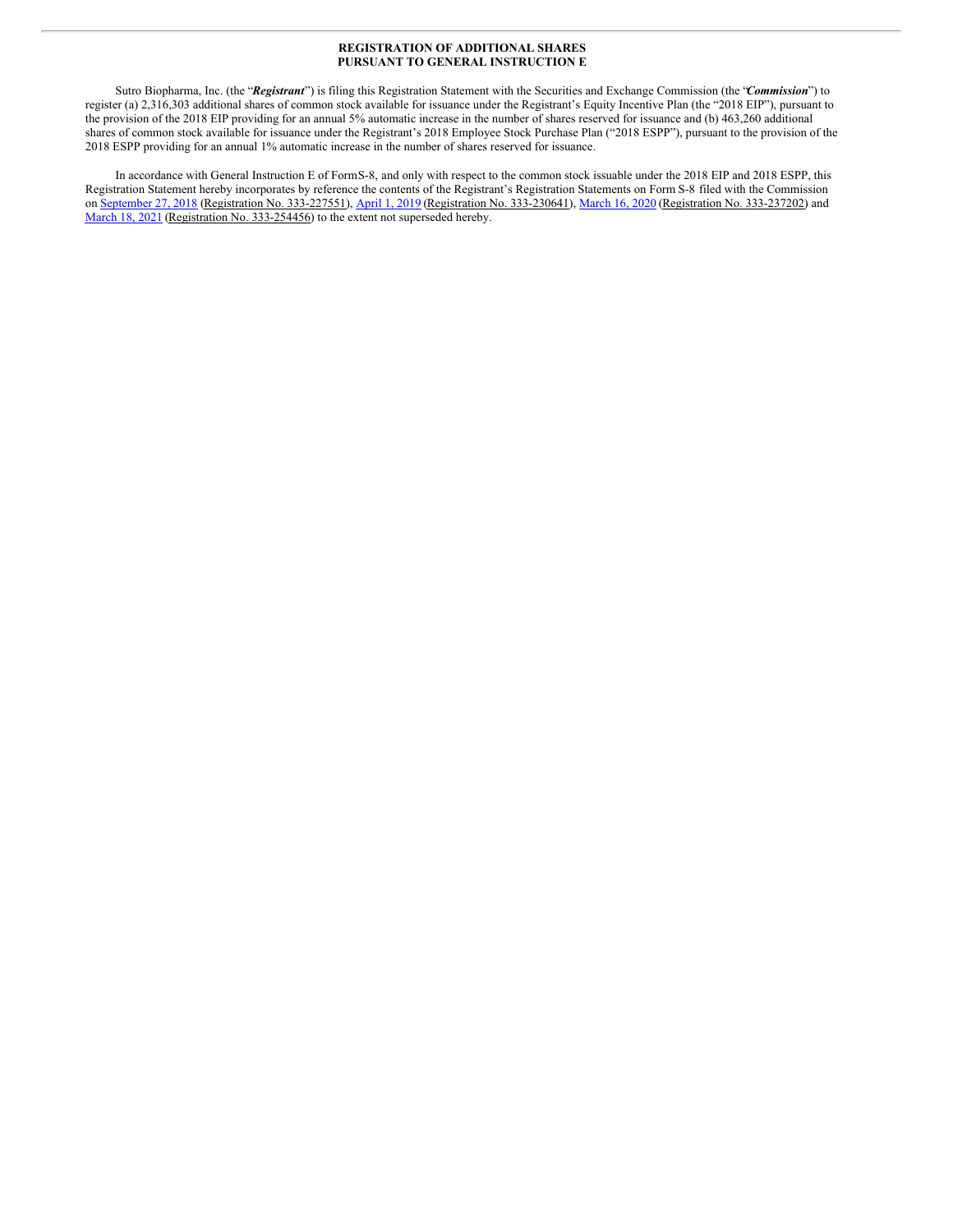**REGISTRATION OF ADDITIONAL SHARES
PURSUANT TO GENERAL INSTRUCTION E**

Sutro Biopharma, Inc. (the "***Registrant***") is filing this Registration Statement with the Securities and Exchange Commission (the "***Commission***") to register (a) 2,316,303 additional shares of common stock available for issuance under the Registrant's Equity Incentive Plan (the "2018 EIP"), pursuant to the provision of the 2018 EIP providing for an annual 5% automatic increase in the number of shares reserved for issuance and (b) 463,260 additional shares of common stock available for issuance under the Registrant's 2018 Employee Stock Purchase Plan ("2018 ESPP"), pursuant to the provision of the 2018 ESPP providing for an annual 1% automatic increase in the number of shares reserved for issuance.

In accordance with General Instruction E of Form S-8, and only with respect to the common stock issuable under the 2018 EIP and 2018 ESPP, this Registration Statement hereby incorporates by reference the contents of the Registrant's Registration Statements on Form S-8 filed with the Commission on September 27, 2018 (Registration No. 333-227551), April 1, 2019 (Registration No. 333-230641), March 16, 2020 (Registration No. 333-237202) and March 18, 2021 (Registration No. 333-254456) to the extent not superseded hereby.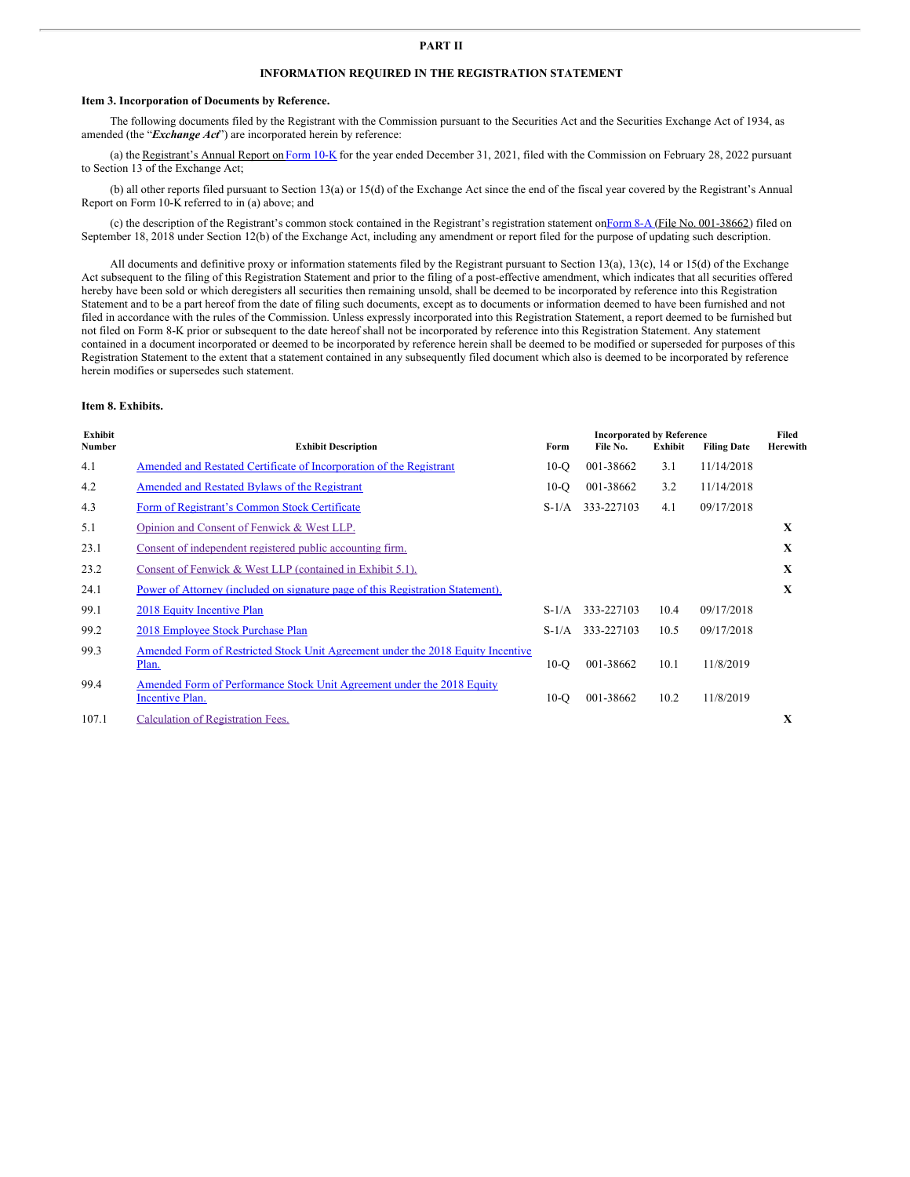# PART II

## INFORMATION REQUIRED IN THE REGISTRATION STATEMENT

### Item 3. Incorporation of Documents by Reference.

The following documents filed by the Registrant with the Commission pursuant to the Securities Act and the Securities Exchange Act of 1934, as amended (the "***Exchange Act***") are incorporated herein by reference:

(a) the Registrant's Annual Report on Form 10-K for the year ended December 31, 2021, filed with the Commission on February 28, 2022 pursuant to Section 13 of the Exchange Act;

(b) all other reports filed pursuant to Section 13(a) or 15(d) of the Exchange Act since the end of the fiscal year covered by the Registrant's Annual Report on Form 10-K referred to in (a) above; and

(c) the description of the Registrant's common stock contained in the Registrant's registration statement on Form 8-A (File No. 001-38662) filed on September 18, 2018 under Section 12(b) of the Exchange Act, including any amendment or report filed for the purpose of updating such description.

All documents and definitive proxy or information statements filed by the Registrant pursuant to Section 13(a), 13(c), 14 or 15(d) of the Exchange Act subsequent to the filing of this Registration Statement and prior to the filing of a post-effective amendment, which indicates that all securities offered hereby have been sold or which deregisters all securities then remaining unsold, shall be deemed to be incorporated by reference into this Registration Statement and to be a part hereof from the date of filing such documents, except as to documents or information deemed to have been furnished and not filed in accordance with the rules of the Commission. Unless expressly incorporated into this Registration Statement, a report deemed to be furnished but not filed on Form 8-K prior or subsequent to the date hereof shall not be incorporated by reference into this Registration Statement. Any statement contained in a document incorporated or deemed to be incorporated by reference herein shall be deemed to be modified or superseded for purposes of this Registration Statement to the extent that a statement contained in any subsequently filed document which also is deemed to be incorporated by reference herein modifies or supersedes such statement.

### Item 8. Exhibits.

| Exhibit Number | Exhibit Description | Incorporated by Reference | | | | Filed Herewith |
|---|---|---|---|---|---|---|
| | | Form | File No. | Exhibit | Filing Date | |
| 4.1 | Amended and Restated Certificate of Incorporation of the Registrant | 10-Q | 001-38662 | 3.1 | 11/14/2018 | |
| 4.2 | Amended and Restated Bylaws of the Registrant | 10-Q | 001-38662 | 3.2 | 11/14/2018 | |
| 4.3 | Form of Registrant's Common Stock Certificate | S-1/A | 333-227103 | 4.1 | 09/17/2018 | |
| 5.1 | Opinion and Consent of Fenwick & West LLP. | | | | | X |
| 23.1 | Consent of independent registered public accounting firm. | | | | | X |
| 23.2 | Consent of Fenwick & West LLP (contained in Exhibit 5.1). | | | | | X |
| 24.1 | Power of Attorney (included on signature page of this Registration Statement). | | | | | X |
| 99.1 | 2018 Equity Incentive Plan | S-1/A | 333-227103 | 10.4 | 09/17/2018 | |
| 99.2 | 2018 Employee Stock Purchase Plan | S-1/A | 333-227103 | 10.5 | 09/17/2018 | |
| 99.3 | Amended Form of Restricted Stock Unit Agreement under the 2018 Equity Incentive Plan. | 10-Q | 001-38662 | 10.1 | 11/8/2019 | |
| 99.4 | Amended Form of Performance Stock Unit Agreement under the 2018 Equity Incentive Plan. | 10-Q | 001-38662 | 10.2 | 11/8/2019 | |
| 107.1 | Calculation of Registration Fees. | | | | | X |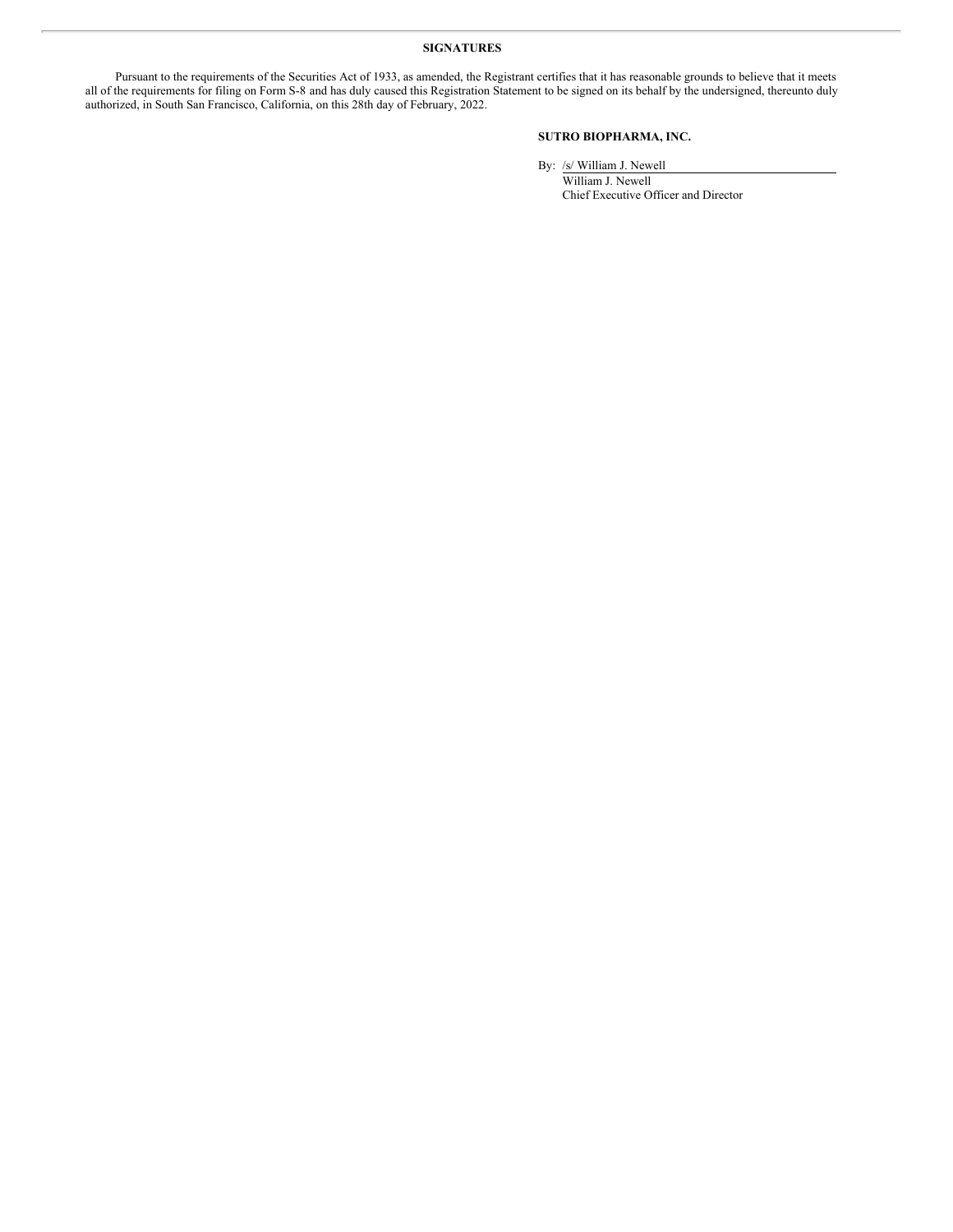## SIGNATURES

Pursuant to the requirements of the Securities Act of 1933, as amended, the Registrant certifies that it has reasonable grounds to believe that it meets all of the requirements for filing on Form S-8 and has duly caused this Registration Statement to be signed on its behalf by the undersigned, thereunto duly authorized, in South San Francisco, California, on this 28th day of February, 2022.

**SUTRO BIOPHARMA, INC.**

By: /s/ William J. Newell

William J. Newell
Chief Executive Officer and Director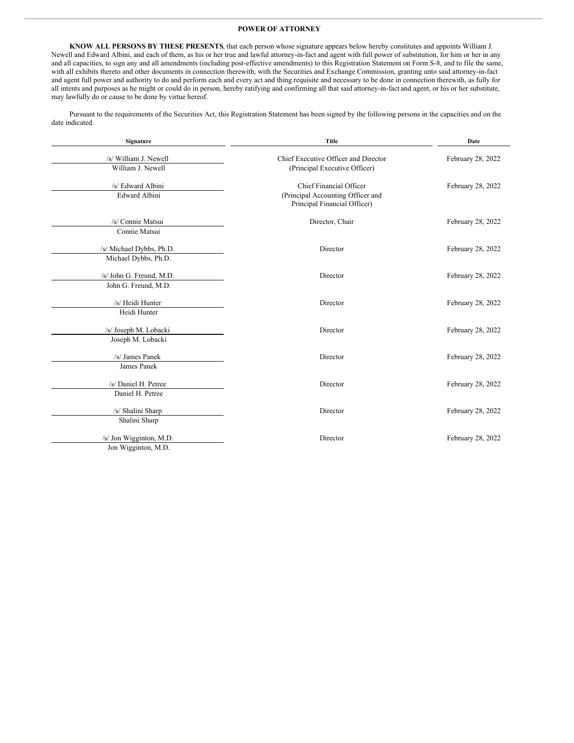## POWER OF ATTORNEY

**KNOW ALL PERSONS BY THESE PRESENTS**, that each person whose signature appears below hereby constitutes and appoints William J. Newell and Edward Albini, and each of them, as his or her true and lawful attorney-in-fact and agent with full power of substitution, for him or her in any and all capacities, to sign any and all amendments (including post-effective amendments) to this Registration Statement on Form S-8, and to file the same, with all exhibits thereto and other documents in connection therewith, with the Securities and Exchange Commission, granting unto said attorney-in-fact and agent full power and authority to do and perform each and every act and thing requisite and necessary to be done in connection therewith, as fully for all intents and purposes as he might or could do in person, hereby ratifying and confirming all that said attorney-in-fact and agent, or his or her substitute, may lawfully do or cause to be done by virtue hereof.

Pursuant to the requirements of the Securities Act, this Registration Statement has been signed by the following persons in the capacities and on the date indicated.

| Signature | Title | Date |
|---|---|---|
| /s/ William J. Newell<br>William J. Newell | Chief Executive Officer and Director<br>(Principal Executive Officer) | February 28, 2022 |
| /s/ Edward Albini<br>Edward Albini | Chief Financial Officer<br>(Principal Accounting Officer and Principal Financial Officer) | February 28, 2022 |
| /s/ Connie Matsui<br>Connie Matsui | Director, Chair | February 28, 2022 |
| /s/ Michael Dybbs, Ph.D.<br>Michael Dybbs, Ph.D. | Director | February 28, 2022 |
| /s/ John G. Freund, M.D.<br>John G. Freund, M.D. | Director | February 28, 2022 |
| /s/ Heidi Hunter<br>Heidi Hunter | Director | February 28, 2022 |
| /s/ Joseph M. Lobacki<br>Joseph M. Lobacki | Director | February 28, 2022 |
| /s/ James Panek<br>James Panek | Director | February 28, 2022 |
| /s/ Daniel H. Petree<br>Daniel H. Petree | Director | February 28, 2022 |
| /s/ Shalini Sharp<br>Shalini Sharp | Director | February 28, 2022 |
| /s/ Jon Wigginton, M.D.<br>Jon Wigginton, M.D. | Director | February 28, 2022 |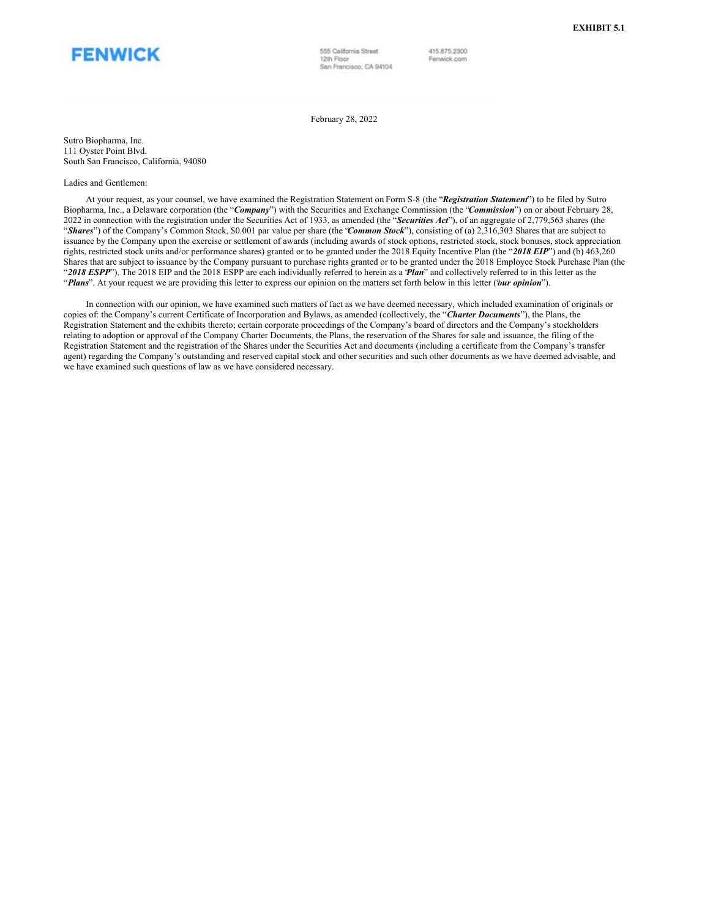**EXHIBIT 5.1**

**FENWICK**

555 California Street
12th Floor
San Francisco, CA 94104

415.875.2300
Fenwick.com

February 28, 2022

Sutro Biopharma, Inc.
111 Oyster Point Blvd.
South San Francisco, California, 94080

Ladies and Gentlemen:

At your request, as your counsel, we have examined the Registration Statement on Form S-8 (the "***Registration Statement***") to be filed by Sutro Biopharma, Inc., a Delaware corporation (the "***Company***") with the Securities and Exchange Commission (the "***Commission***") on or about February 28, 2022 in connection with the registration under the Securities Act of 1933, as amended (the "***Securities Act***"), of an aggregate of 2,779,563 shares (the "***Shares***") of the Company's Common Stock, $0.001 par value per share (the "***Common Stock***"), consisting of (a) 2,316,303 Shares that are subject to issuance by the Company upon the exercise or settlement of awards (including awards of stock options, restricted stock, stock bonuses, stock appreciation rights, restricted stock units and/or performance shares) granted or to be granted under the 2018 Equity Incentive Plan (the "***2018 EIP***") and (b) 463,260 Shares that are subject to issuance by the Company pursuant to purchase rights granted or to be granted under the 2018 Employee Stock Purchase Plan (the "***2018 ESPP***"). The 2018 EIP and the 2018 ESPP are each individually referred to herein as a "***Plan***" and collectively referred to in this letter as the "***Plans***". At your request we are providing this letter to express our opinion on the matters set forth below in this letter ("***our opinion***").

In connection with our opinion, we have examined such matters of fact as we have deemed necessary, which included examination of originals or copies of: the Company's current Certificate of Incorporation and Bylaws, as amended (collectively, the "***Charter Documents***"), the Plans, the Registration Statement and the exhibits thereto; certain corporate proceedings of the Company's board of directors and the Company's stockholders relating to adoption or approval of the Company Charter Documents, the Plans, the reservation of the Shares for sale and issuance, the filing of the Registration Statement and the registration of the Shares under the Securities Act and documents (including a certificate from the Company's transfer agent) regarding the Company's outstanding and reserved capital stock and other securities and such other documents as we have deemed advisable, and we have examined such questions of law as we have considered necessary.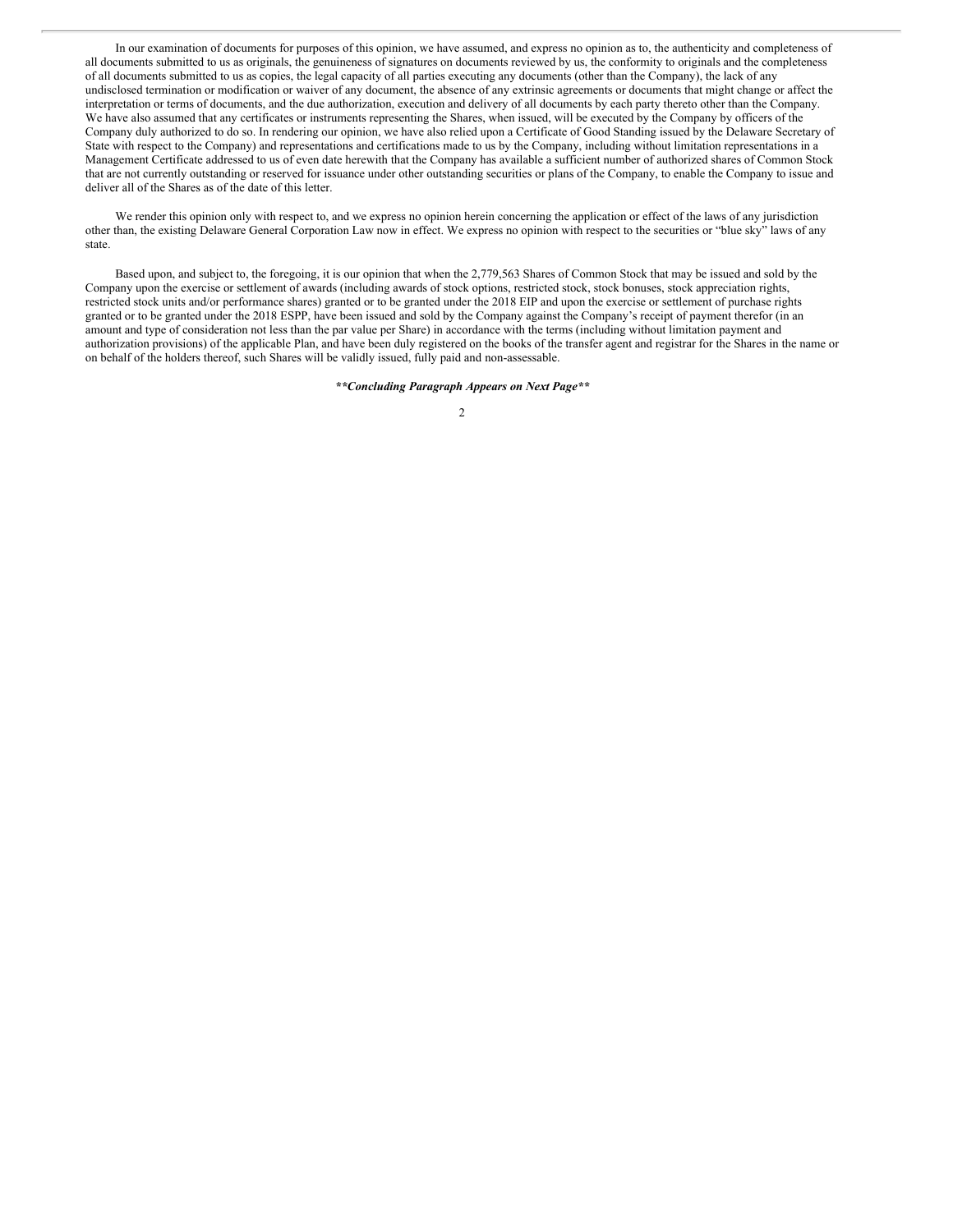In our examination of documents for purposes of this opinion, we have assumed, and express no opinion as to, the authenticity and completeness of all documents submitted to us as originals, the genuineness of signatures on documents reviewed by us, the conformity to originals and the completeness of all documents submitted to us as copies, the legal capacity of all parties executing any documents (other than the Company), the lack of any undisclosed termination or modification or waiver of any document, the absence of any extrinsic agreements or documents that might change or affect the interpretation or terms of documents, and the due authorization, execution and delivery of all documents by each party thereto other than the Company. We have also assumed that any certificates or instruments representing the Shares, when issued, will be executed by the Company by officers of the Company duly authorized to do so. In rendering our opinion, we have also relied upon a Certificate of Good Standing issued by the Delaware Secretary of State with respect to the Company) and representations and certifications made to us by the Company, including without limitation representations in a Management Certificate addressed to us of even date herewith that the Company has available a sufficient number of authorized shares of Common Stock that are not currently outstanding or reserved for issuance under other outstanding securities or plans of the Company, to enable the Company to issue and deliver all of the Shares as of the date of this letter.

We render this opinion only with respect to, and we express no opinion herein concerning the application or effect of the laws of any jurisdiction other than, the existing Delaware General Corporation Law now in effect. We express no opinion with respect to the securities or "blue sky" laws of any state.

Based upon, and subject to, the foregoing, it is our opinion that when the 2,779,563 Shares of Common Stock that may be issued and sold by the Company upon the exercise or settlement of awards (including awards of stock options, restricted stock, stock bonuses, stock appreciation rights, restricted stock units and/or performance shares) granted or to be granted under the 2018 EIP and upon the exercise or settlement of purchase rights granted or to be granted under the 2018 ESPP, have been issued and sold by the Company against the Company's receipt of payment therefor (in an amount and type of consideration not less than the par value per Share) in accordance with the terms (including without limitation payment and authorization provisions) of the applicable Plan, and have been duly registered on the books of the transfer agent and registrar for the Shares in the name or on behalf of the holders thereof, such Shares will be validly issued, fully paid and non-assessable.

***\*\*Concluding Paragraph Appears on Next Page\*\****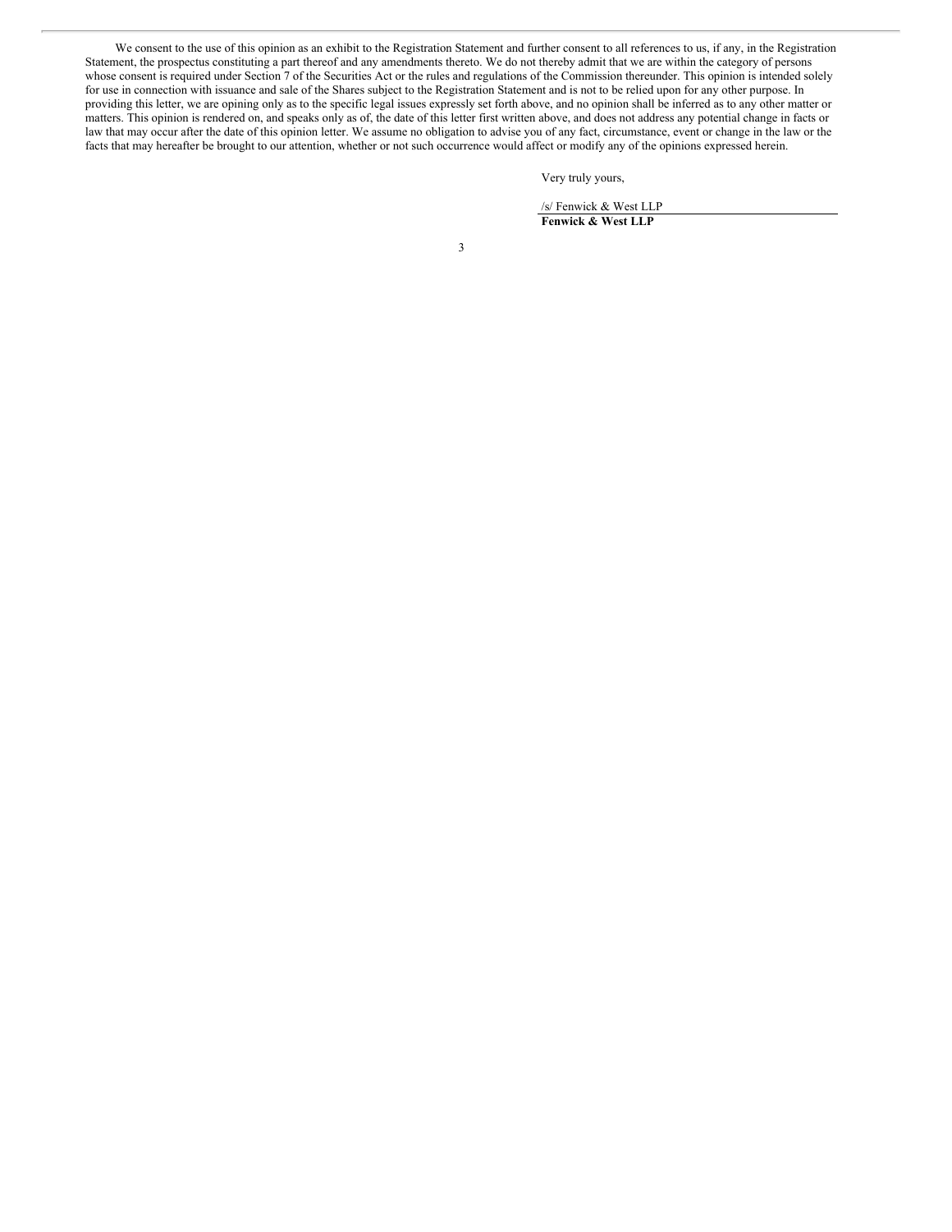We consent to the use of this opinion as an exhibit to the Registration Statement and further consent to all references to us, if any, in the Registration Statement, the prospectus constituting a part thereof and any amendments thereto. We do not thereby admit that we are within the category of persons whose consent is required under Section 7 of the Securities Act or the rules and regulations of the Commission thereunder. This opinion is intended solely for use in connection with issuance and sale of the Shares subject to the Registration Statement and is not to be relied upon for any other purpose. In providing this letter, we are opining only as to the specific legal issues expressly set forth above, and no opinion shall be inferred as to any other matter or matters. This opinion is rendered on, and speaks only as of, the date of this letter first written above, and does not address any potential change in facts or law that may occur after the date of this opinion letter. We assume no obligation to advise you of any fact, circumstance, event or change in the law or the facts that may hereafter be brought to our attention, whether or not such occurrence would affect or modify any of the opinions expressed herein.

Very truly yours,

/s/ Fenwick & West LLP

**Fenwick & West LLP**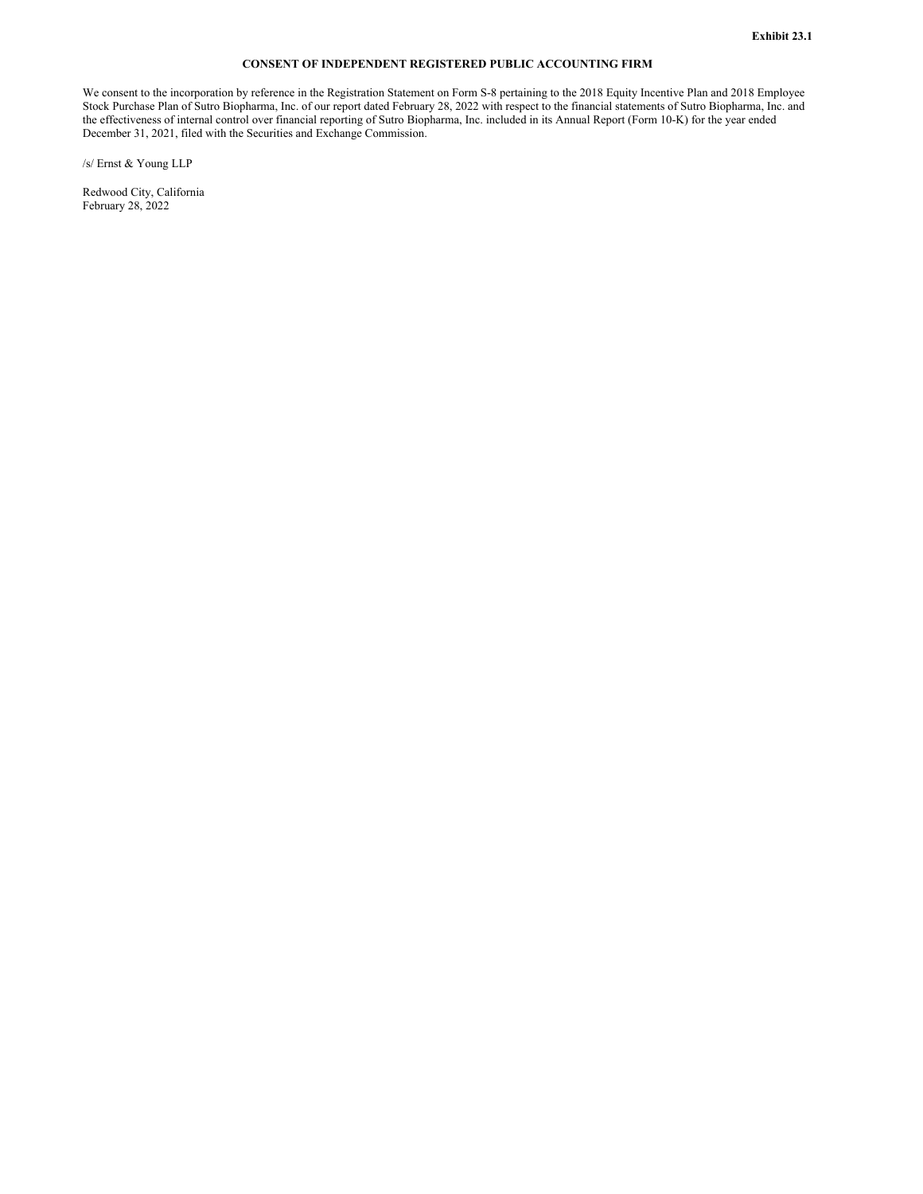**Exhibit 23.1**

**CONSENT OF INDEPENDENT REGISTERED PUBLIC ACCOUNTING FIRM**

We consent to the incorporation by reference in the Registration Statement on Form S-8 pertaining to the 2018 Equity Incentive Plan and 2018 Employee Stock Purchase Plan of Sutro Biopharma, Inc. of our report dated February 28, 2022 with respect to the financial statements of Sutro Biopharma, Inc. and the effectiveness of internal control over financial reporting of Sutro Biopharma, Inc. included in its Annual Report (Form 10-K) for the year ended December 31, 2021, filed with the Securities and Exchange Commission.

/s/ Ernst & Young LLP

Redwood City, California
February 28, 2022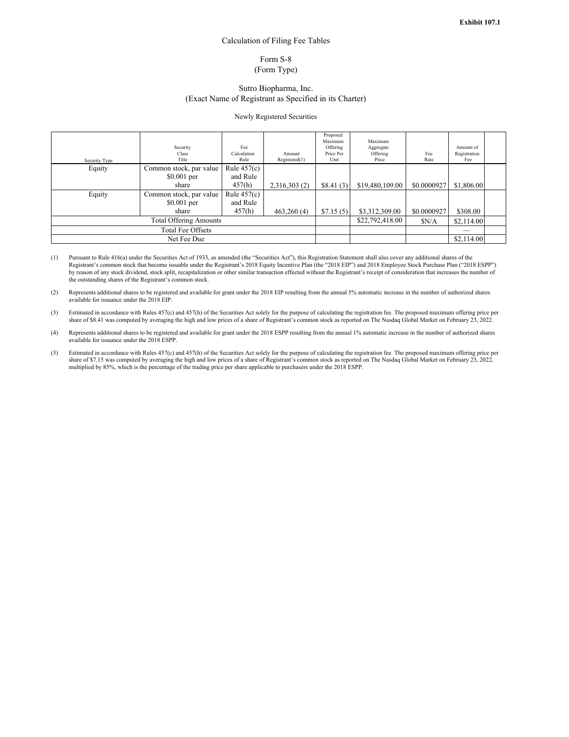**Exhibit 107.1**

Calculation of Filing Fee Tables

Form S-8
(Form Type)

Sutro Biopharma, Inc.
(Exact Name of Registrant as Specified in its Charter)

Newly Registered Securities

| Security Type | Security Class Title | Fee Calculation Rule | Amount Registered(1) | Proposed Maximum Offering Price Per Unit | Maximum Aggregate Offering Price | Fee Rate | Amount of Registration Fee |
|---|---|---|---|---|---|---|---|
| Equity | Common stock, par value $0.001 per share | Rule 457(c) and Rule 457(h) | 2,316,303 (2) | $8.41 (3) | $19,480,109.00 | $0.0000927 | $1,806.00 |
| Equity | Common stock, par value $0.001 per share | Rule 457(c) and Rule 457(h) | 463,260 (4) | $7.15 (5) | $3,312,309.00 | $0.0000927 | $308.00 |
| Total Offering Amounts | | | | | $22,792,418.00 | $N/A | $2,114.00 |
| Total Fee Offsets | | | | | | | — |
| Net Fee Due | | | | | | | $2,114.00 |

(1) Pursuant to Rule 416(a) under the Securities Act of 1933, as amended (the "Securities Act"), this Registration Statement shall also cover any additional shares of the Registrant's common stock that become issuable under the Registrant's 2018 Equity Incentive Plan (the "2018 EIP") and 2018 Employee Stock Purchase Plan ("2018 ESPP") by reason of any stock dividend, stock split, recapitalization or other similar transaction effected without the Registrant's receipt of consideration that increases the number of the outstanding shares of the Registrant's common stock.

(2) Represents additional shares to be registered and available for grant under the 2018 EIP resulting from the annual 5% automatic increase in the number of authorized shares available for issuance under the 2018 EIP.

(3) Estimated in accordance with Rules 457(c) and 457(h) of the Securities Act solely for the purpose of calculating the registration fee. The proposed maximum offering price per share of $8.41 was computed by averaging the high and low prices of a share of Registrant's common stock as reported on The Nasdaq Global Market on February 23, 2022.

(4) Represents additional shares to be registered and available for grant under the 2018 ESPP resulting from the annual 1% automatic increase in the number of authorized shares available for issuance under the 2018 ESPP.

(5) Estimated in accordance with Rules 457(c) and 457(h) of the Securities Act solely for the purpose of calculating the registration fee. The proposed maximum offering price per share of $7.15 was computed by averaging the high and low prices of a share of Registrant's common stock as reported on The Nasdaq Global Market on February 23, 2022, multiplied by 85%, which is the percentage of the trading price per share applicable to purchasers under the 2018 ESPP.